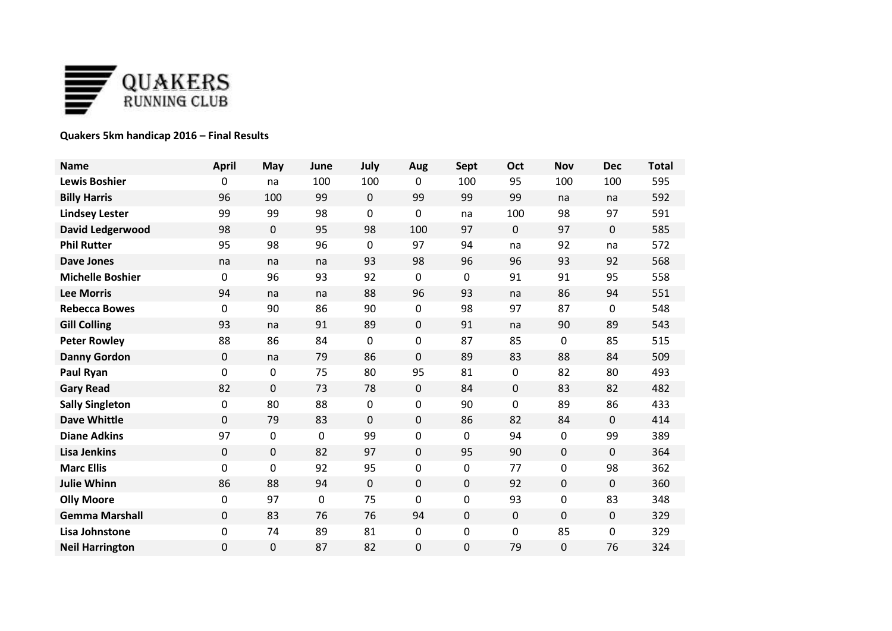QUAKERS RUNNING CLUB

**Quakers 5km handicap 2016 – Final Results**

| Name | April | May | June | July | Aug | Sept | Oct | Nov | Dec | Total |
|---|---|---|---|---|---|---|---|---|---|---|
| **Lewis Boshier** | 0 | na | 100 | 100 | 0 | 100 | 95 | 100 | 100 | 595 |
| **Billy Harris** | 96 | 100 | 99 | 0 | 99 | 99 | 99 | na | na | 592 |
| **Lindsey Lester** | 99 | 99 | 98 | 0 | 0 | na | 100 | 98 | 97 | 591 |
| **David Ledgerwood** | 98 | 0 | 95 | 98 | 100 | 97 | 0 | 97 | 0 | 585 |
| **Phil Rutter** | 95 | 98 | 96 | 0 | 97 | 94 | na | 92 | na | 572 |
| **Dave Jones** | na | na | na | 93 | 98 | 96 | 96 | 93 | 92 | 568 |
| **Michelle Boshier** | 0 | 96 | 93 | 92 | 0 | 0 | 91 | 91 | 95 | 558 |
| **Lee Morris** | 94 | na | na | 88 | 96 | 93 | na | 86 | 94 | 551 |
| **Rebecca Bowes** | 0 | 90 | 86 | 90 | 0 | 98 | 97 | 87 | 0 | 548 |
| **Gill Colling** | 93 | na | 91 | 89 | 0 | 91 | na | 90 | 89 | 543 |
| **Peter Rowley** | 88 | 86 | 84 | 0 | 0 | 87 | 85 | 0 | 85 | 515 |
| **Danny Gordon** | 0 | na | 79 | 86 | 0 | 89 | 83 | 88 | 84 | 509 |
| **Paul Ryan** | 0 | 0 | 75 | 80 | 95 | 81 | 0 | 82 | 80 | 493 |
| **Gary Read** | 82 | 0 | 73 | 78 | 0 | 84 | 0 | 83 | 82 | 482 |
| **Sally Singleton** | 0 | 80 | 88 | 0 | 0 | 90 | 0 | 89 | 86 | 433 |
| **Dave Whittle** | 0 | 79 | 83 | 0 | 0 | 86 | 82 | 84 | 0 | 414 |
| **Diane Adkins** | 97 | 0 | 0 | 99 | 0 | 0 | 94 | 0 | 99 | 389 |
| **Lisa Jenkins** | 0 | 0 | 82 | 97 | 0 | 95 | 90 | 0 | 0 | 364 |
| **Marc Ellis** | 0 | 0 | 92 | 95 | 0 | 0 | 77 | 0 | 98 | 362 |
| **Julie Whinn** | 86 | 88 | 94 | 0 | 0 | 0 | 92 | 0 | 0 | 360 |
| **Olly Moore** | 0 | 97 | 0 | 75 | 0 | 0 | 93 | 0 | 83 | 348 |
| **Gemma Marshall** | 0 | 83 | 76 | 76 | 94 | 0 | 0 | 0 | 0 | 329 |
| **Lisa Johnstone** | 0 | 74 | 89 | 81 | 0 | 0 | 0 | 85 | 0 | 329 |
| **Neil Harrington** | 0 | 0 | 87 | 82 | 0 | 0 | 79 | 0 | 76 | 324 |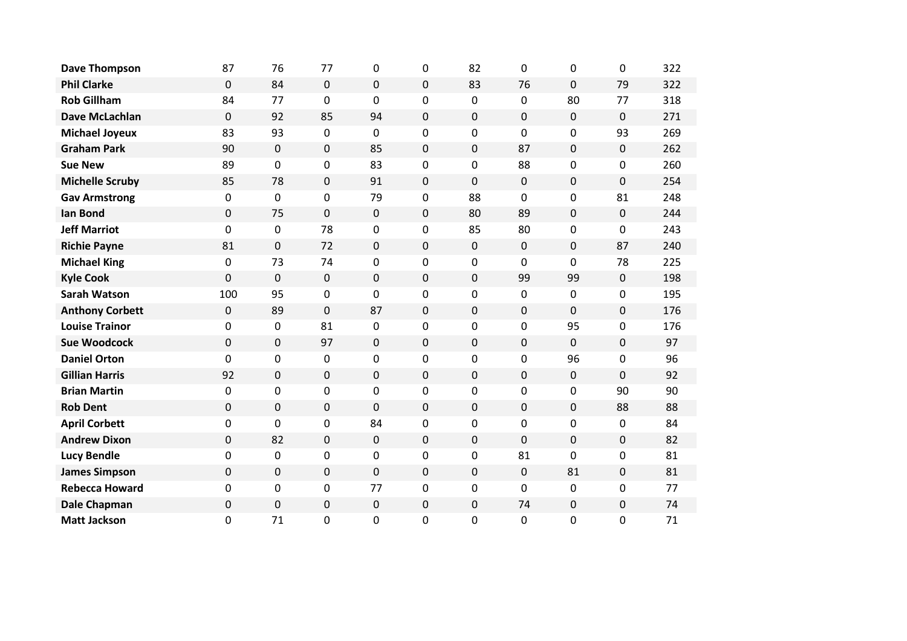| | | | | | | | | | | |
|---|---|---|---|---|---|---|---|---|---|---|
| **Dave Thompson** | 87 | 76 | 77 | 0 | 0 | 82 | 0 | 0 | 0 | 322 |
| **Phil Clarke** | 0 | 84 | 0 | 0 | 0 | 83 | 76 | 0 | 79 | 322 |
| **Rob Gillham** | 84 | 77 | 0 | 0 | 0 | 0 | 0 | 80 | 77 | 318 |
| **Dave McLachlan** | 0 | 92 | 85 | 94 | 0 | 0 | 0 | 0 | 0 | 271 |
| **Michael Joyeux** | 83 | 93 | 0 | 0 | 0 | 0 | 0 | 0 | 93 | 269 |
| **Graham Park** | 90 | 0 | 0 | 85 | 0 | 0 | 87 | 0 | 0 | 262 |
| **Sue New** | 89 | 0 | 0 | 83 | 0 | 0 | 88 | 0 | 0 | 260 |
| **Michelle Scruby** | 85 | 78 | 0 | 91 | 0 | 0 | 0 | 0 | 0 | 254 |
| **Gav Armstrong** | 0 | 0 | 0 | 79 | 0 | 88 | 0 | 0 | 81 | 248 |
| **Ian Bond** | 0 | 75 | 0 | 0 | 0 | 80 | 89 | 0 | 0 | 244 |
| **Jeff Marriot** | 0 | 0 | 78 | 0 | 0 | 85 | 80 | 0 | 0 | 243 |
| **Richie Payne** | 81 | 0 | 72 | 0 | 0 | 0 | 0 | 0 | 87 | 240 |
| **Michael King** | 0 | 73 | 74 | 0 | 0 | 0 | 0 | 0 | 78 | 225 |
| **Kyle Cook** | 0 | 0 | 0 | 0 | 0 | 0 | 99 | 99 | 0 | 198 |
| **Sarah Watson** | 100 | 95 | 0 | 0 | 0 | 0 | 0 | 0 | 0 | 195 |
| **Anthony Corbett** | 0 | 89 | 0 | 87 | 0 | 0 | 0 | 0 | 0 | 176 |
| **Louise Trainor** | 0 | 0 | 81 | 0 | 0 | 0 | 0 | 95 | 0 | 176 |
| **Sue Woodcock** | 0 | 0 | 97 | 0 | 0 | 0 | 0 | 0 | 0 | 97 |
| **Daniel Orton** | 0 | 0 | 0 | 0 | 0 | 0 | 0 | 96 | 0 | 96 |
| **Gillian Harris** | 92 | 0 | 0 | 0 | 0 | 0 | 0 | 0 | 0 | 92 |
| **Brian Martin** | 0 | 0 | 0 | 0 | 0 | 0 | 0 | 0 | 90 | 90 |
| **Rob Dent** | 0 | 0 | 0 | 0 | 0 | 0 | 0 | 0 | 88 | 88 |
| **April Corbett** | 0 | 0 | 0 | 84 | 0 | 0 | 0 | 0 | 0 | 84 |
| **Andrew Dixon** | 0 | 82 | 0 | 0 | 0 | 0 | 0 | 0 | 0 | 82 |
| **Lucy Bendle** | 0 | 0 | 0 | 0 | 0 | 0 | 81 | 0 | 0 | 81 |
| **James Simpson** | 0 | 0 | 0 | 0 | 0 | 0 | 0 | 81 | 0 | 81 |
| **Rebecca Howard** | 0 | 0 | 0 | 77 | 0 | 0 | 0 | 0 | 0 | 77 |
| **Dale Chapman** | 0 | 0 | 0 | 0 | 0 | 0 | 74 | 0 | 0 | 74 |
| **Matt Jackson** | 0 | 71 | 0 | 0 | 0 | 0 | 0 | 0 | 0 | 71 |